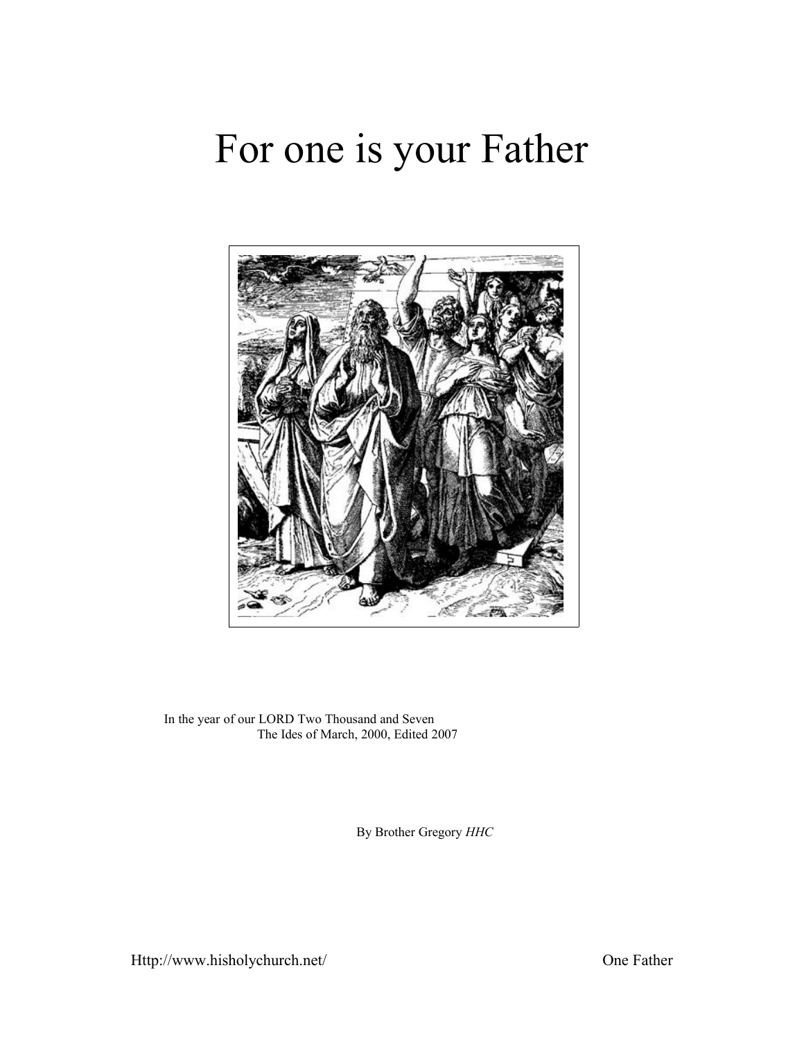# For one is your Father

In the year of our LORD Two Thousand and Seven
The Ides of March, 2000, Edited 2007

By Brother Gregory *HHC*

Http://www.hisholychurch.net/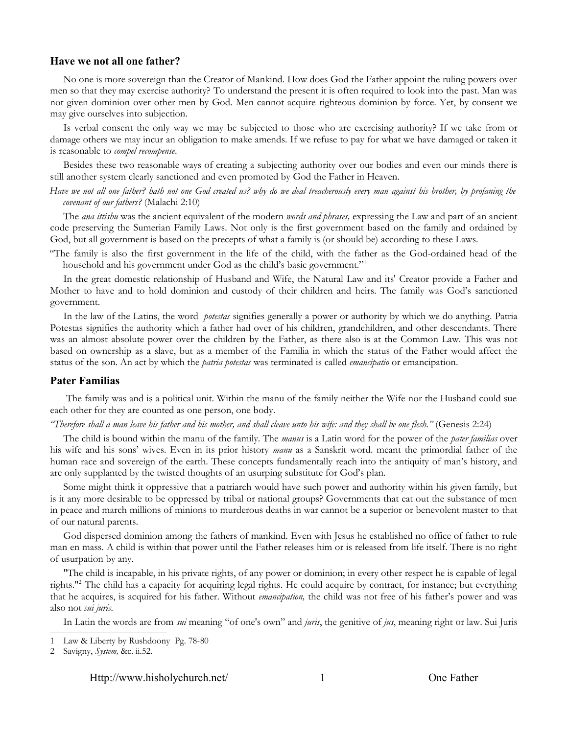## Have we not all one father?

No one is more sovereign than the Creator of Mankind. How does God the Father appoint the ruling powers over men so that they may exercise authority? To understand the present it is often required to look into the past. Man was not given dominion over other men by God. Men cannot acquire righteous dominion by force. Yet, by consent we may give ourselves into subjection.

Is verbal consent the only way we may be subjected to those who are exercising authority? If we take from or damage others we may incur an obligation to make amends. If we refuse to pay for what we have damaged or taken it is reasonable to *compel recompense*.

Besides these two reasonable ways of creating a subjecting authority over our bodies and even our minds there is still another system clearly sanctioned and even promoted by God the Father in Heaven.

*Have we not all one father? hath not one God created us? why do we deal treacherously every man against his brother, by profaning the covenant of our fathers?* (Malachi 2:10)

The *ana ittishu* was the ancient equivalent of the modern *words and phrases,* expressing the Law and part of an ancient code preserving the Sumerian Family Laws. Not only is the first government based on the family and ordained by God, but all government is based on the precepts of what a family is (or should be) according to these Laws.

"The family is also the first government in the life of the child, with the father as the God-ordained head of the household and his government under God as the child's basic government."[1]

In the great domestic relationship of Husband and Wife, the Natural Law and its' Creator provide a Father and Mother to have and to hold dominion and custody of their children and heirs. The family was God's sanctioned government.

In the law of the Latins, the word *potestas* signifies generally a power or authority by which we do anything. Patria Potestas signifies the authority which a father had over of his children, grandchildren, and other descendants. There was an almost absolute power over the children by the Father, as there also is at the Common Law. This was not based on ownership as a slave, but as a member of the Familia in which the status of the Father would affect the status of the son. An act by which the *patria potestas* was terminated is called *emancipatio* or emancipation.

## Pater Familias

The family was and is a political unit. Within the manu of the family neither the Wife nor the Husband could sue each other for they are counted as one person, one body.

*"Therefore shall a man leave his father and his mother, and shall cleave unto his wife: and they shall be one flesh."* (Genesis 2:24)

The child is bound within the manu of the family. The *manus* is a Latin word for the power of the *pater familias* over his wife and his sons' wives. Even in its prior history *manu* as a Sanskrit word. meant the primordial father of the human race and sovereign of the earth. These concepts fundamentally reach into the antiquity of man's history, and are only supplanted by the twisted thoughts of an usurping substitute for God's plan.

Some might think it oppressive that a patriarch would have such power and authority within his given family, but is it any more desirable to be oppressed by tribal or national groups? Governments that eat out the substance of men in peace and march millions of minions to murderous deaths in war cannot be a superior or benevolent master to that of our natural parents.

God dispersed dominion among the fathers of mankind. Even with Jesus he established no office of father to rule man en mass. A child is within that power until the Father releases him or is released from life itself. There is no right of usurpation by any.

"The child is incapable, in his private rights, of any power or dominion; in every other respect he is capable of legal rights."[2] The child has a capacity for acquiring legal rights. He could acquire by contract, for instance; but everything that he acquires, is acquired for his father. Without *emancipation,* the child was not free of his father's power and was also not *sui juris.*

In Latin the words are from *sui* meaning "of one's own" and *juris*, the genitive of *jus*, meaning right or law. Sui Juris

---

1 Law & Liberty by Rushdoony Pg. 78-80

2 Savigny, *System,* &c. ii.52.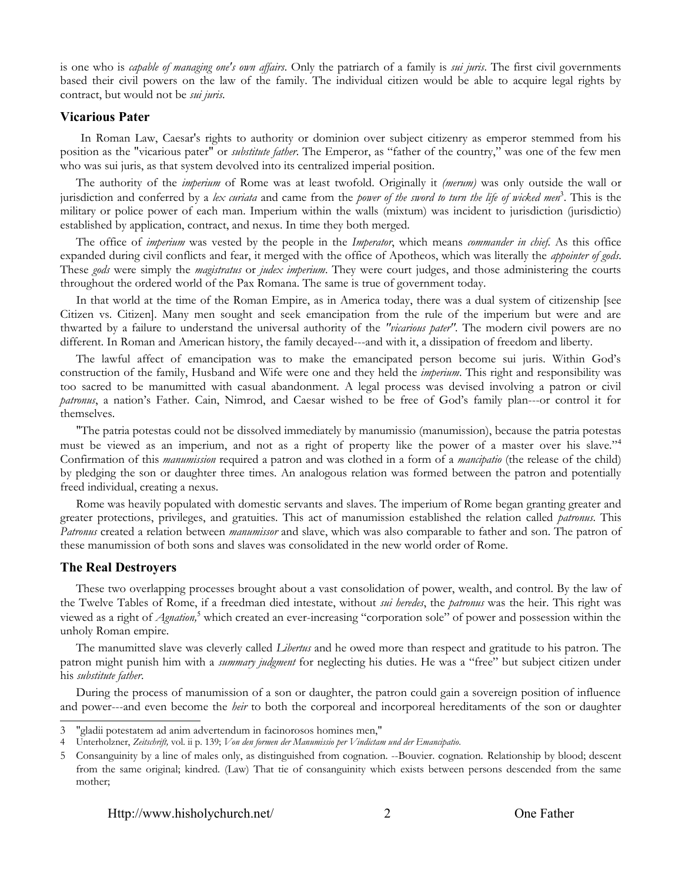is one who is *capable of managing one's own affairs*. Only the patriarch of a family is *sui juris*. The first civil governments based their civil powers on the law of the family. The individual citizen would be able to acquire legal rights by contract, but would not be *sui juris*.

### Vicarious Pater

In Roman Law, Caesar's rights to authority or dominion over subject citizenry as emperor stemmed from his position as the "vicarious pater" or *substitute father*. The Emperor, as "father of the country," was one of the few men who was sui juris, as that system devolved into its centralized imperial position.

The authority of the *imperium* of Rome was at least twofold. Originally it *(merum)* was only outside the wall or jurisdiction and conferred by a *lex curiata* and came from the *power of the sword to turn the life of wicked men*[3]. This is the military or police power of each man. Imperium within the walls (mixtum) was incident to jurisdiction (jurisdictio) established by application, contract, and nexus. In time they both merged.

The office of *imperium* was vested by the people in the *Imperator*, which means *commander in chief*. As this office expanded during civil conflicts and fear, it merged with the office of Apotheos, which was literally the *appointer of gods*. These *gods* were simply the *magistratus* or *judex imperium*. They were court judges, and those administering the courts throughout the ordered world of the Pax Romana. The same is true of government today.

In that world at the time of the Roman Empire, as in America today, there was a dual system of citizenship [see Citizen vs. Citizen]. Many men sought and seek emancipation from the rule of the imperium but were and are thwarted by a failure to understand the universal authority of the *"vicarious pater"*. The modern civil powers are no different. In Roman and American history, the family decayed---and with it, a dissipation of freedom and liberty.

The lawful affect of emancipation was to make the emancipated person become sui juris. Within God's construction of the family, Husband and Wife were one and they held the *imperium*. This right and responsibility was too sacred to be manumitted with casual abandonment. A legal process was devised involving a patron or civil *patronus*, a nation's Father. Cain, Nimrod, and Caesar wished to be free of God's family plan---or control it for themselves.

"The patria potestas could not be dissolved immediately by manumissio (manumission), because the patria potestas must be viewed as an imperium, and not as a right of property like the power of a master over his slave."[4] Confirmation of this *manumission* required a patron and was clothed in a form of a *mancipatio* (the release of the child) by pledging the son or daughter three times. An analogous relation was formed between the patron and potentially freed individual, creating a nexus.

Rome was heavily populated with domestic servants and slaves. The imperium of Rome began granting greater and greater protections, privileges, and gratuities. This act of manumission established the relation called *patronus*. This *Patronus* created a relation between *manumissor* and slave, which was also comparable to father and son. The patron of these manumission of both sons and slaves was consolidated in the new world order of Rome.

### The Real Destroyers

These two overlapping processes brought about a vast consolidation of power, wealth, and control. By the law of the Twelve Tables of Rome, if a freedman died intestate, without *sui heredes*, the *patronus* was the heir. This right was viewed as a right of *Agnation,*[5] which created an ever-increasing "corporation sole" of power and possession within the unholy Roman empire.

The manumitted slave was cleverly called *Libertus* and he owed more than respect and gratitude to his patron. The patron might punish him with a *summary judgment* for neglecting his duties. He was a "free" but subject citizen under his *substitute father*.

During the process of manumission of a son or daughter, the patron could gain a sovereign position of influence and power---and even become the *heir* to both the corporeal and incorporeal hereditaments of the son or daughter

---

3 "gladii potestatem ad anim advertendum in facinorosos homines men,"

4 Unterholzner, *Zeitschrift,* vol. ii p. 139; *Von den formen der Manumissio per Vindictam und der Emancipatio.*

5 Consanguinity by a line of males only, as distinguished from cognation. --Bouvier. cognation. Relationship by blood; descent from the same original; kindred. (Law) That tie of consanguinity which exists between persons descended from the same mother;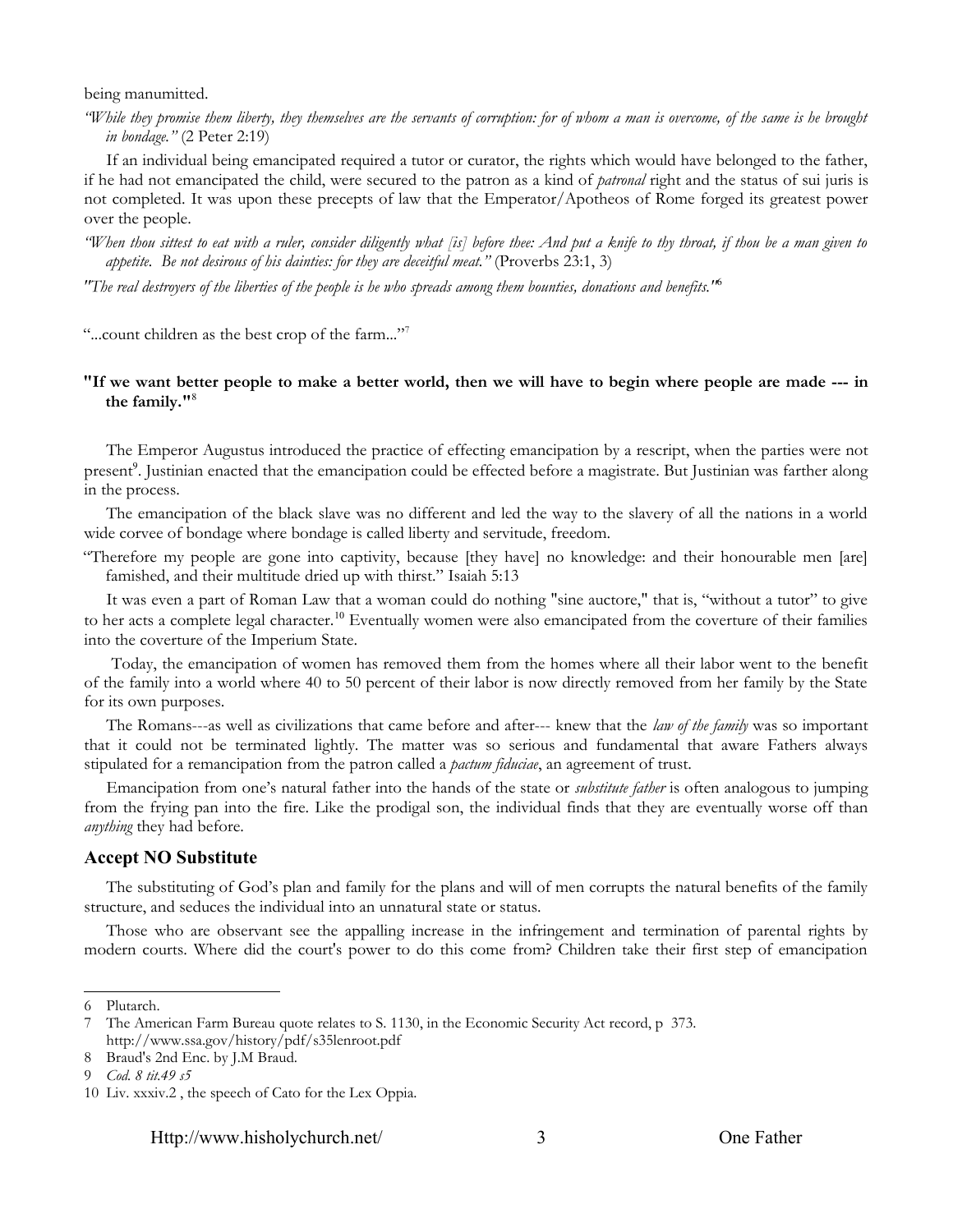being manumitted.

*"While they promise them liberty, they themselves are the servants of corruption: for of whom a man is overcome, of the same is he brought in bondage."* (2 Peter 2:19)

If an individual being emancipated required a tutor or curator, the rights which would have belonged to the father, if he had not emancipated the child, were secured to the patron as a kind of *patronal* right and the status of sui juris is not completed. It was upon these precepts of law that the Emperator/Apotheos of Rome forged its greatest power over the people.

*"When thou sittest to eat with a ruler, consider diligently what [is] before thee: And put a knife to thy throat, if thou be a man given to appetite. Be not desirous of his dainties: for they are deceitful meat."* (Proverbs 23:1, 3)

*"The real destroyers of the liberties of the people is he who spreads among them bounties, donations and benefits."*[6]

"...count children as the best crop of the farm..."[7]

**"If we want better people to make a better world, then we will have to begin where people are made --- in the family."**[8]

The Emperor Augustus introduced the practice of effecting emancipation by a rescript, when the parties were not present[9]. Justinian enacted that the emancipation could be effected before a magistrate. But Justinian was farther along in the process.

The emancipation of the black slave was no different and led the way to the slavery of all the nations in a world wide corvee of bondage where bondage is called liberty and servitude, freedom.

"Therefore my people are gone into captivity, because [they have] no knowledge: and their honourable men [are] famished, and their multitude dried up with thirst." Isaiah 5:13

It was even a part of Roman Law that a woman could do nothing "sine auctore," that is, "without a tutor" to give to her acts a complete legal character.[10] Eventually women were also emancipated from the coverture of their families into the coverture of the Imperium State.

Today, the emancipation of women has removed them from the homes where all their labor went to the benefit of the family into a world where 40 to 50 percent of their labor is now directly removed from her family by the State for its own purposes.

The Romans---as well as civilizations that came before and after--- knew that the *law of the family* was so important that it could not be terminated lightly. The matter was so serious and fundamental that aware Fathers always stipulated for a remancipation from the patron called a *pactum fiduciae*, an agreement of trust.

Emancipation from one's natural father into the hands of the state or *substitute father* is often analogous to jumping from the frying pan into the fire. Like the prodigal son, the individual finds that they are eventually worse off than *anything* they had before.

### Accept NO Substitute

The substituting of God's plan and family for the plans and will of men corrupts the natural benefits of the family structure, and seduces the individual into an unnatural state or status.

Those who are observant see the appalling increase in the infringement and termination of parental rights by modern courts. Where did the court's power to do this come from? Children take their first step of emancipation

---

6 Plutarch.

7 The American Farm Bureau quote relates to S. 1130, in the Economic Security Act record, p 373. http://www.ssa.gov/history/pdf/s35lenroot.pdf

8 Braud's 2nd Enc. by J.M Braud.

9 *Cod. 8 tit.49 s5*

10 Liv. xxxiv.2 , the speech of Cato for the Lex Oppia.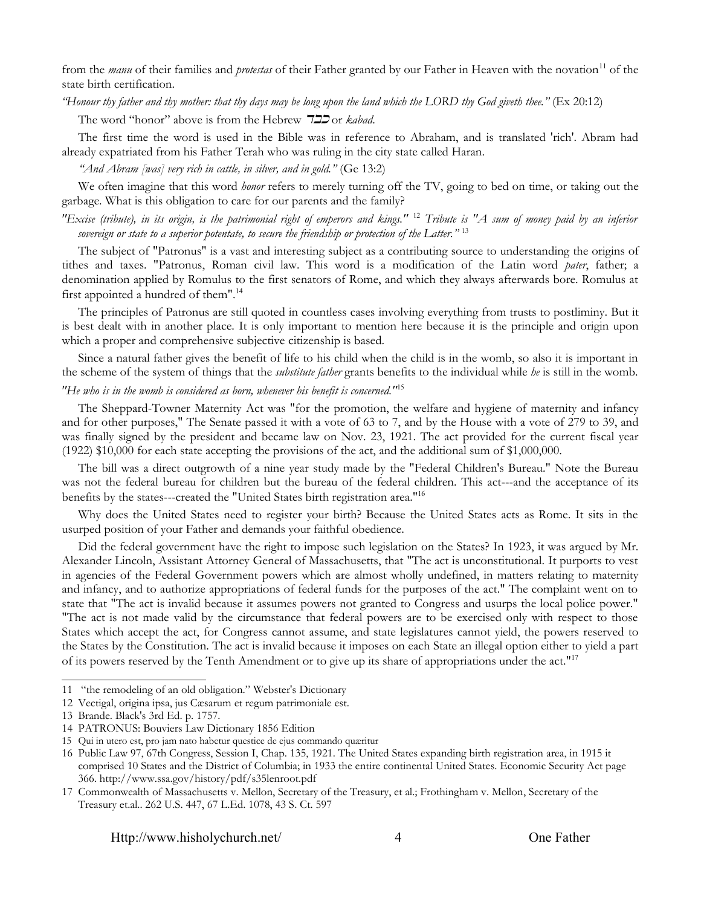from the *manu* of their families and *protestas* of their Father granted by our Father in Heaven with the novation[11] of the state birth certification.

*"Honour thy father and thy mother: that thy days may be long upon the land which the LORD thy God giveth thee."* (Ex 20:12)

The word "honor" above is from the Hebrew כבד or *kabad*.

The first time the word is used in the Bible was in reference to Abraham, and is translated 'rich'. Abram had already expatriated from his Father Terah who was ruling in the city state called Haran.

*"And Abram [was] very rich in cattle, in silver, and in gold."* (Ge 13:2)

We often imagine that this word *honor* refers to merely turning off the TV, going to bed on time, or taking out the garbage. What is this obligation to care for our parents and the family?

*"Excise (tribute), in its origin, is the patrimonial right of emperors and kings."* [12] *Tribute is "A sum of money paid by an inferior sovereign or state to a superior potentate, to secure the friendship or protection of the Latter."* [13]

The subject of "Patronus" is a vast and interesting subject as a contributing source to understanding the origins of tithes and taxes. "Patronus, Roman civil law. This word is a modification of the Latin word *pater*, father; a denomination applied by Romulus to the first senators of Rome, and which they always afterwards bore. Romulus at first appointed a hundred of them".[14]

The principles of Patronus are still quoted in countless cases involving everything from trusts to postliminy. But it is best dealt with in another place. It is only important to mention here because it is the principle and origin upon which a proper and comprehensive subjective citizenship is based.

Since a natural father gives the benefit of life to his child when the child is in the womb, so also it is important in the scheme of the system of things that the *substitute father* grants benefits to the individual while *he* is still in the womb.

*"He who is in the womb is considered as born, whenever his benefit is concerned."*[15]

The Sheppard-Towner Maternity Act was "for the promotion, the welfare and hygiene of maternity and infancy and for other purposes," The Senate passed it with a vote of 63 to 7, and by the House with a vote of 279 to 39, and was finally signed by the president and became law on Nov. 23, 1921. The act provided for the current fiscal year (1922) $10,000 for each state accepting the provisions of the act, and the additional sum of $1,000,000.

The bill was a direct outgrowth of a nine year study made by the "Federal Children's Bureau." Note the Bureau was not the federal bureau for children but the bureau of the federal children. This act---and the acceptance of its benefits by the states---created the "United States birth registration area."[16]

Why does the United States need to register your birth? Because the United States acts as Rome. It sits in the usurped position of your Father and demands your faithful obedience.

Did the federal government have the right to impose such legislation on the States? In 1923, it was argued by Mr. Alexander Lincoln, Assistant Attorney General of Massachusetts, that "The act is unconstitutional. It purports to vest in agencies of the Federal Government powers which are almost wholly undefined, in matters relating to maternity and infancy, and to authorize appropriations of federal funds for the purposes of the act." The complaint went on to state that "The act is invalid because it assumes powers not granted to Congress and usurps the local police power." "The act is not made valid by the circumstance that federal powers are to be exercised only with respect to those States which accept the act, for Congress cannot assume, and state legislatures cannot yield, the powers reserved to the States by the Constitution. The act is invalid because it imposes on each State an illegal option either to yield a part of its powers reserved by the Tenth Amendment or to give up its share of appropriations under the act."[17]

---

11 "the remodeling of an old obligation." Webster's Dictionary

12 Vectigal, origina ipsa, jus Cæsarum et regum patrimoniale est.

13 Brande. Black's 3rd Ed. p. 1757.

14 PATRONUS: Bouviers Law Dictionary 1856 Edition

15 Qui in utero est, pro jam nato habetur questice de ejus commando quæritur

16 Public Law 97, 67th Congress, Session I, Chap. 135, 1921. The United States expanding birth registration area, in 1915 it comprised 10 States and the District of Columbia; in 1933 the entire continental United States. Economic Security Act page 366. http://www.ssa.gov/history/pdf/s35lenroot.pdf

17 Commonwealth of Massachusetts v. Mellon, Secretary of the Treasury, et al.; Frothingham v. Mellon, Secretary of the Treasury et.al.. 262 U.S. 447, 67 L.Ed. 1078, 43 S. Ct. 597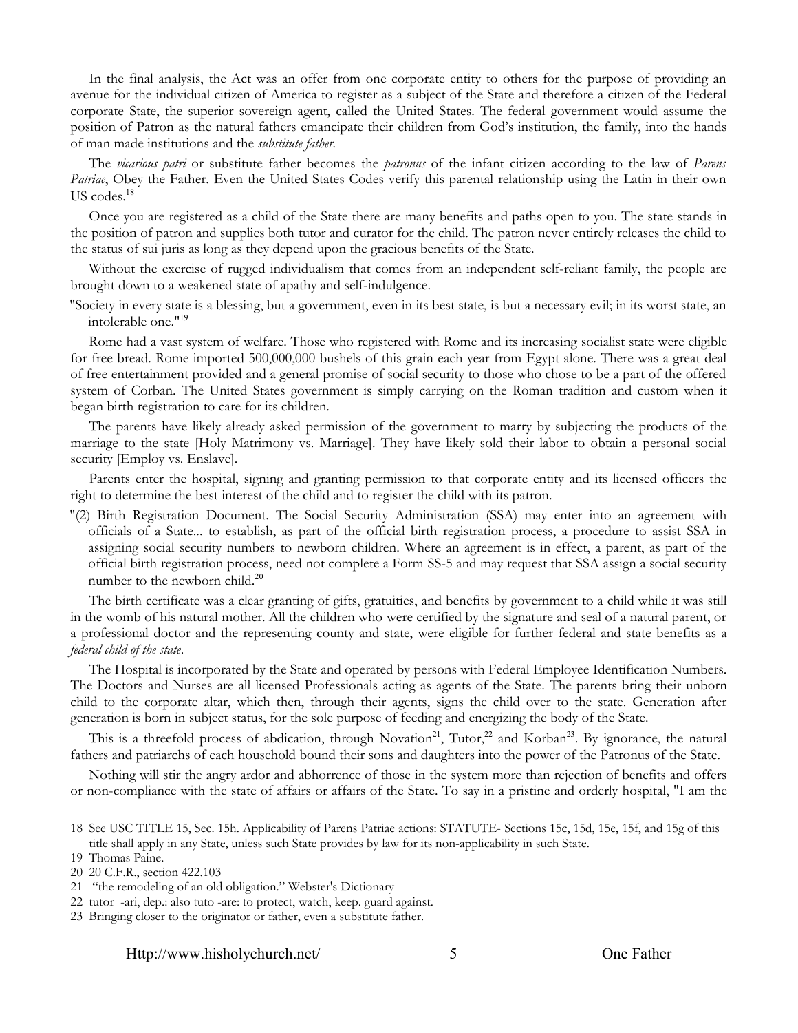In the final analysis, the Act was an offer from one corporate entity to others for the purpose of providing an avenue for the individual citizen of America to register as a subject of the State and therefore a citizen of the Federal corporate State, the superior sovereign agent, called the United States. The federal government would assume the position of Patron as the natural fathers emancipate their children from God's institution, the family, into the hands of man made institutions and the *substitute father*.

The *vicarious patri* or substitute father becomes the *patronus* of the infant citizen according to the law of *Parens Patriae*, Obey the Father. Even the United States Codes verify this parental relationship using the Latin in their own US codes.[18]

Once you are registered as a child of the State there are many benefits and paths open to you. The state stands in the position of patron and supplies both tutor and curator for the child. The patron never entirely releases the child to the status of sui juris as long as they depend upon the gracious benefits of the State.

Without the exercise of rugged individualism that comes from an independent self-reliant family, the people are brought down to a weakened state of apathy and self-indulgence.

"Society in every state is a blessing, but a government, even in its best state, is but a necessary evil; in its worst state, an intolerable one."[19]

Rome had a vast system of welfare. Those who registered with Rome and its increasing socialist state were eligible for free bread. Rome imported 500,000,000 bushels of this grain each year from Egypt alone. There was a great deal of free entertainment provided and a general promise of social security to those who chose to be a part of the offered system of Corban. The United States government is simply carrying on the Roman tradition and custom when it began birth registration to care for its children.

The parents have likely already asked permission of the government to marry by subjecting the products of the marriage to the state [Holy Matrimony vs. Marriage]. They have likely sold their labor to obtain a personal social security [Employ vs. Enslave].

Parents enter the hospital, signing and granting permission to that corporate entity and its licensed officers the right to determine the best interest of the child and to register the child with its patron.

"(2) Birth Registration Document. The Social Security Administration (SSA) may enter into an agreement with officials of a State... to establish, as part of the official birth registration process, a procedure to assist SSA in assigning social security numbers to newborn children. Where an agreement is in effect, a parent, as part of the official birth registration process, need not complete a Form SS-5 and may request that SSA assign a social security number to the newborn child.[20]

The birth certificate was a clear granting of gifts, gratuities, and benefits by government to a child while it was still in the womb of his natural mother. All the children who were certified by the signature and seal of a natural parent, or a professional doctor and the representing county and state, were eligible for further federal and state benefits as a *federal child of the state*.

The Hospital is incorporated by the State and operated by persons with Federal Employee Identification Numbers. The Doctors and Nurses are all licensed Professionals acting as agents of the State. The parents bring their unborn child to the corporate altar, which then, through their agents, signs the child over to the state. Generation after generation is born in subject status, for the sole purpose of feeding and energizing the body of the State.

This is a threefold process of abdication, through Novation[21], Tutor,[22] and Korban[23]. By ignorance, the natural fathers and patriarchs of each household bound their sons and daughters into the power of the Patronus of the State.

Nothing will stir the angry ardor and abhorrence of those in the system more than rejection of benefits and offers or non-compliance with the state of affairs or affairs of the State. To say in a pristine and orderly hospital, "I am the

---

18 See USC TITLE 15, Sec. 15h. Applicability of Parens Patriae actions: STATUTE- Sections 15c, 15d, 15e, 15f, and 15g of this title shall apply in any State, unless such State provides by law for its non-applicability in such State.

19 Thomas Paine.

20 20 C.F.R., section 422.103

21 "the remodeling of an old obligation." Webster's Dictionary

22 tutor -ari, dep.: also tuto -are: to protect, watch, keep. guard against.

23 Bringing closer to the originator or father, even a substitute father.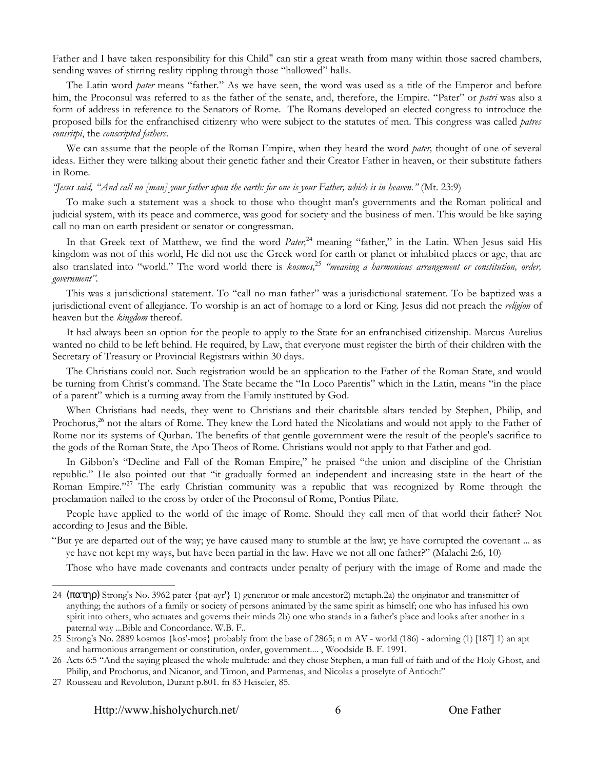Father and I have taken responsibility for this Child" can stir a great wrath from many within those sacred chambers, sending waves of stirring reality rippling through those "hallowed" halls.

The Latin word *pater* means "father." As we have seen, the word was used as a title of the Emperor and before him, the Proconsul was referred to as the father of the senate, and, therefore, the Empire. "Pater" or *patri* was also a form of address in reference to the Senators of Rome. The Romans developed an elected congress to introduce the proposed bills for the enfranchised citizenry who were subject to the statutes of men. This congress was called *patres consritpi*, the *conscripted fathers*.

We can assume that the people of the Roman Empire, when they heard the word *pater,* thought of one of several ideas. Either they were talking about their genetic father and their Creator Father in heaven, or their substitute fathers in Rome.

*"Jesus said, "And call no [man] your father upon the earth: for one is your Father, which is in heaven."* (Mt. 23:9)

To make such a statement was a shock to those who thought man's governments and the Roman political and judicial system, with its peace and commerce, was good for society and the business of men. This would be like saying call no man on earth president or senator or congressman.

In that Greek text of Matthew, we find the word *Pater,*[24] meaning "father," in the Latin. When Jesus said His kingdom was not of this world, He did not use the Greek word for earth or planet or inhabited places or age, that are also translated into "world." The word world there is *kosmos,*[25] *"meaning a harmonious arrangement or constitution, order, government".*

This was a jurisdictional statement. To "call no man father" was a jurisdictional statement. To be baptized was a jurisdictional event of allegiance. To worship is an act of homage to a lord or King. Jesus did not preach the *religion* of heaven but the *kingdom* thereof.

It had always been an option for the people to apply to the State for an enfranchised citizenship. Marcus Aurelius wanted no child to be left behind. He required, by Law, that everyone must register the birth of their children with the Secretary of Treasury or Provincial Registrars within 30 days.

The Christians could not. Such registration would be an application to the Father of the Roman State, and would be turning from Christ's command. The State became the "In Loco Parentis" which in the Latin, means "in the place of a parent" which is a turning away from the Family instituted by God.

When Christians had needs, they went to Christians and their charitable altars tended by Stephen, Philip, and Prochorus,[26] not the altars of Rome. They knew the Lord hated the Nicolatians and would not apply to the Father of Rome nor its systems of Qurban. The benefits of that gentile government were the result of the people's sacrifice to the gods of the Roman State, the Apo Theos of Rome. Christians would not apply to that Father and god.

In Gibbon's "Decline and Fall of the Roman Empire," he praised "the union and discipline of the Christian republic." He also pointed out that "it gradually formed an independent and increasing state in the heart of the Roman Empire."[27] The early Christian community was a republic that was recognized by Rome through the proclamation nailed to the cross by order of the Proconsul of Rome, Pontius Pilate.

People have applied to the world of the image of Rome. Should they call men of that world their father? Not according to Jesus and the Bible.

"But ye are departed out of the way; ye have caused many to stumble at the law; ye have corrupted the covenant ... as ye have not kept my ways, but have been partial in the law. Have we not all one father?" (Malachi 2:6, 10)

Those who have made covenants and contracts under penalty of perjury with the image of Rome and made the

---

24 (πατηρ) Strong's No. 3962 pater {pat-ayr'} 1) generator or male ancestor2) metaph.2a) the originator and transmitter of anything; the authors of a family or society of persons animated by the same spirit as himself; one who has infused his own spirit into others, who actuates and governs their minds 2b) one who stands in a father's place and looks after another in a paternal way ...Bible and Concordance. W.B. F..

25 Strong's No. 2889 kosmos {kos'-mos} probably from the base of 2865; n m AV - world (186) - adorning (1) [187] 1) an apt and harmonious arrangement or constitution, order, government.... , Woodside B. F. 1991.

26 Acts 6:5 "And the saying pleased the whole multitude: and they chose Stephen, a man full of faith and of the Holy Ghost, and Philip, and Prochorus, and Nicanor, and Timon, and Parmenas, and Nicolas a proselyte of Antioch:"

27 Rousseau and Revolution, Durant p.801. fn 83 Heiseler, 85.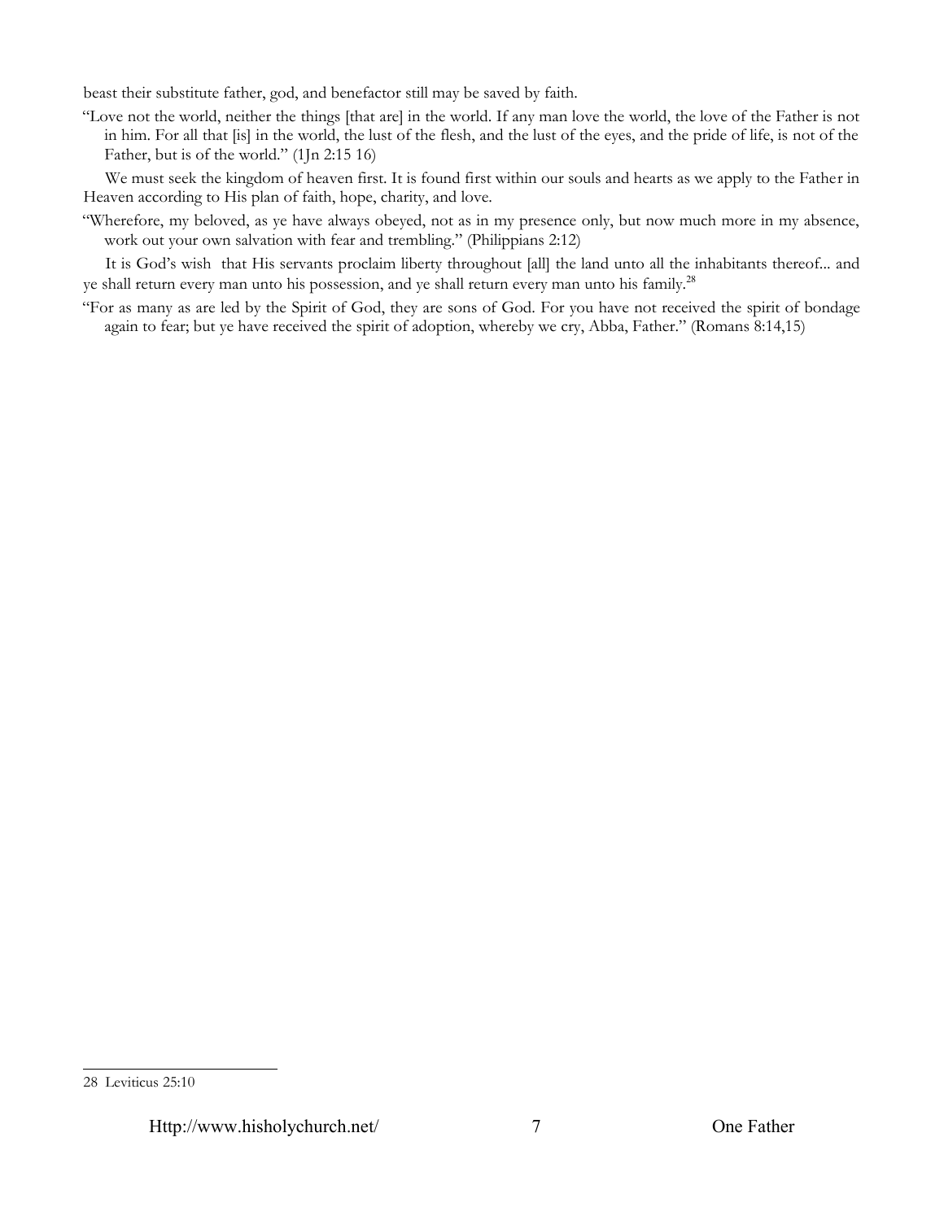beast their substitute father, god, and benefactor still may be saved by faith.

"Love not the world, neither the things [that are] in the world. If any man love the world, the love of the Father is not in him. For all that [is] in the world, the lust of the flesh, and the lust of the eyes, and the pride of life, is not of the Father, but is of the world." (1Jn 2:15 16)

We must seek the kingdom of heaven first. It is found first within our souls and hearts as we apply to the Father in Heaven according to His plan of faith, hope, charity, and love.

"Wherefore, my beloved, as ye have always obeyed, not as in my presence only, but now much more in my absence, work out your own salvation with fear and trembling." (Philippians 2:12)

It is God's wish that His servants proclaim liberty throughout [all] the land unto all the inhabitants thereof... and ye shall return every man unto his possession, and ye shall return every man unto his family.[28]

"For as many as are led by the Spirit of God, they are sons of God. For you have not received the spirit of bondage again to fear; but ye have received the spirit of adoption, whereby we cry, Abba, Father." (Romans 8:14,15)

---

28 Leviticus 25:10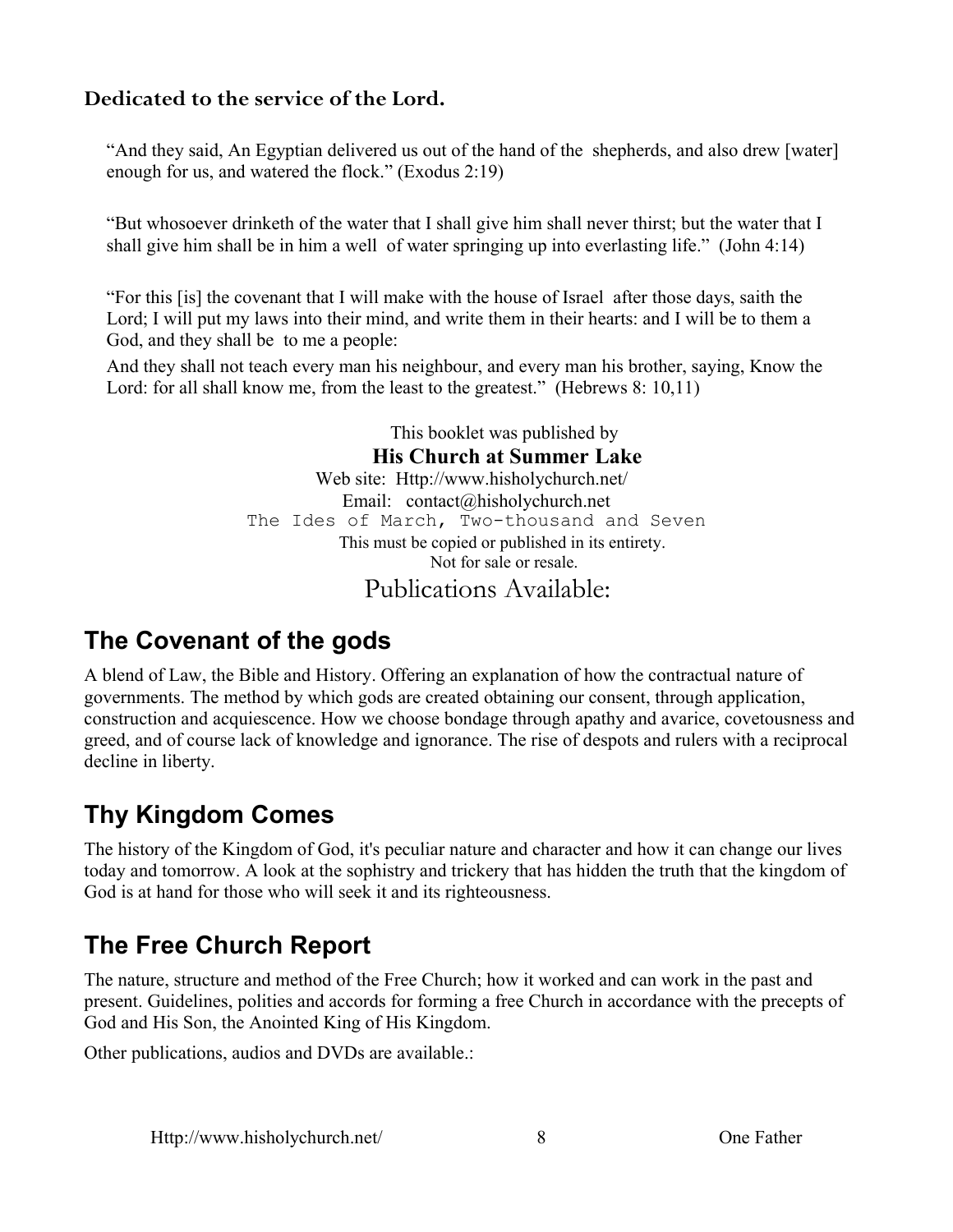**Dedicated to the service of the Lord.**

> "And they said, An Egyptian delivered us out of the hand of the shepherds, and also drew [water] enough for us, and watered the flock." (Exodus 2:19)

> "But whosoever drinketh of the water that I shall give him shall never thirst; but the water that I shall give him shall be in him a well of water springing up into everlasting life." (John 4:14)

> "For this [is] the covenant that I will make with the house of Israel after those days, saith the Lord; I will put my laws into their mind, and write them in their hearts: and I will be to them a God, and they shall be to me a people:
>
> And they shall not teach every man his neighbour, and every man his brother, saying, Know the Lord: for all shall know me, from the least to the greatest." (Hebrews 8: 10,11)

This booklet was published by

**His Church at Summer Lake**

Web site: Http://www.hisholychurch.net/

Email: contact@hisholychurch.net

The Ides of March, Two-thousand and Seven

This must be copied or published in its entirety.

Not for sale or resale.

Publications Available:

## The Covenant of the gods

A blend of Law, the Bible and History. Offering an explanation of how the contractual nature of governments. The method by which gods are created obtaining our consent, through application, construction and acquiescence. How we choose bondage through apathy and avarice, covetousness and greed, and of course lack of knowledge and ignorance. The rise of despots and rulers with a reciprocal decline in liberty.

## Thy Kingdom Comes

The history of the Kingdom of God, it's peculiar nature and character and how it can change our lives today and tomorrow. A look at the sophistry and trickery that has hidden the truth that the kingdom of God is at hand for those who will seek it and its righteousness.

## The Free Church Report

The nature, structure and method of the Free Church; how it worked and can work in the past and present. Guidelines, polities and accords for forming a free Church in accordance with the precepts of God and His Son, the Anointed King of His Kingdom.

Other publications, audios and DVDs are available.: